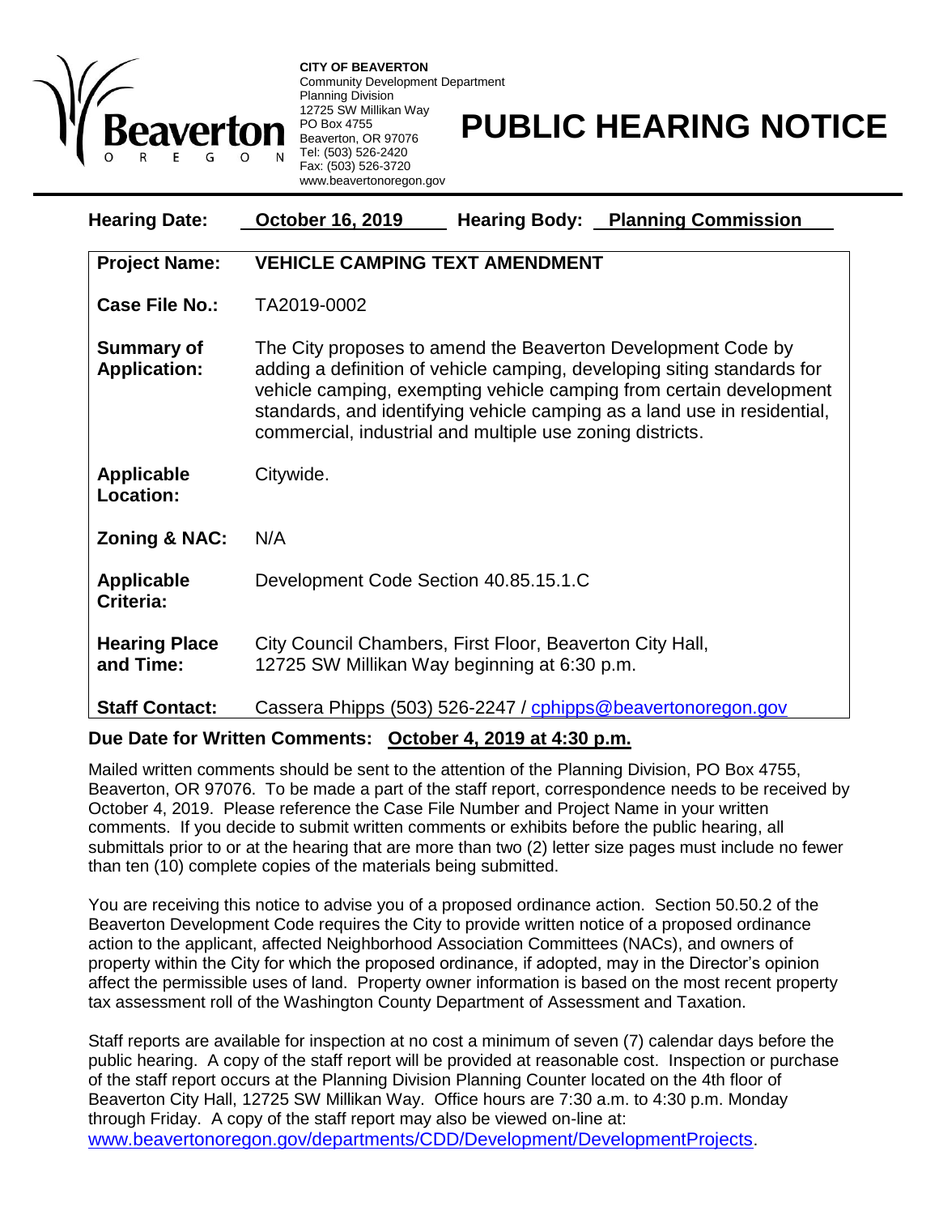**CITY OF BEAVERTON**
Community Development Department
Planning Division
12725 SW Millikan Way
PO Box 4755
Beaverton, OR 97076
Tel: (503) 526-2420
Fax: (503) 526-3720
www.beavertonoregon.gov

# PUBLIC HEARING NOTICE

**Hearing Date:** **October 16, 2019** **Hearing Body:** **Planning Commission**

| | |
|---|---|
| **Project Name:** | **VEHICLE CAMPING TEXT AMENDMENT** |
| **Case File No.:** | TA2019-0002 |
| **Summary of Application:** | The City proposes to amend the Beaverton Development Code by adding a definition of vehicle camping, developing siting standards for vehicle camping, exempting vehicle camping from certain development standards, and identifying vehicle camping as a land use in residential, commercial, industrial and multiple use zoning districts. |
| **Applicable Location:** | Citywide. |
| **Zoning & NAC:** | N/A |
| **Applicable Criteria:** | Development Code Section 40.85.15.1.C |
| **Hearing Place and Time:** | City Council Chambers, First Floor, Beaverton City Hall, 12725 SW Millikan Way beginning at 6:30 p.m. |
| **Staff Contact:** | Cassera Phipps (503) 526-2247 / cphipps@beavertonoregon.gov |

**Due Date for Written Comments: October 4, 2019 at 4:30 p.m.**

Mailed written comments should be sent to the attention of the Planning Division, PO Box 4755, Beaverton, OR 97076. To be made a part of the staff report, correspondence needs to be received by October 4, 2019. Please reference the Case File Number and Project Name in your written comments. If you decide to submit written comments or exhibits before the public hearing, all submittals prior to or at the hearing that are more than two (2) letter size pages must include no fewer than ten (10) complete copies of the materials being submitted.

You are receiving this notice to advise you of a proposed ordinance action. Section 50.50.2 of the Beaverton Development Code requires the City to provide written notice of a proposed ordinance action to the applicant, affected Neighborhood Association Committees (NACs), and owners of property within the City for which the proposed ordinance, if adopted, may in the Director's opinion affect the permissible uses of land. Property owner information is based on the most recent property tax assessment roll of the Washington County Department of Assessment and Taxation.

Staff reports are available for inspection at no cost a minimum of seven (7) calendar days before the public hearing. A copy of the staff report will be provided at reasonable cost. Inspection or purchase of the staff report occurs at the Planning Division Planning Counter located on the 4th floor of Beaverton City Hall, 12725 SW Millikan Way. Office hours are 7:30 a.m. to 4:30 p.m. Monday through Friday. A copy of the staff report may also be viewed on-line at: www.beavertonoregon.gov/departments/CDD/Development/DevelopmentProjects.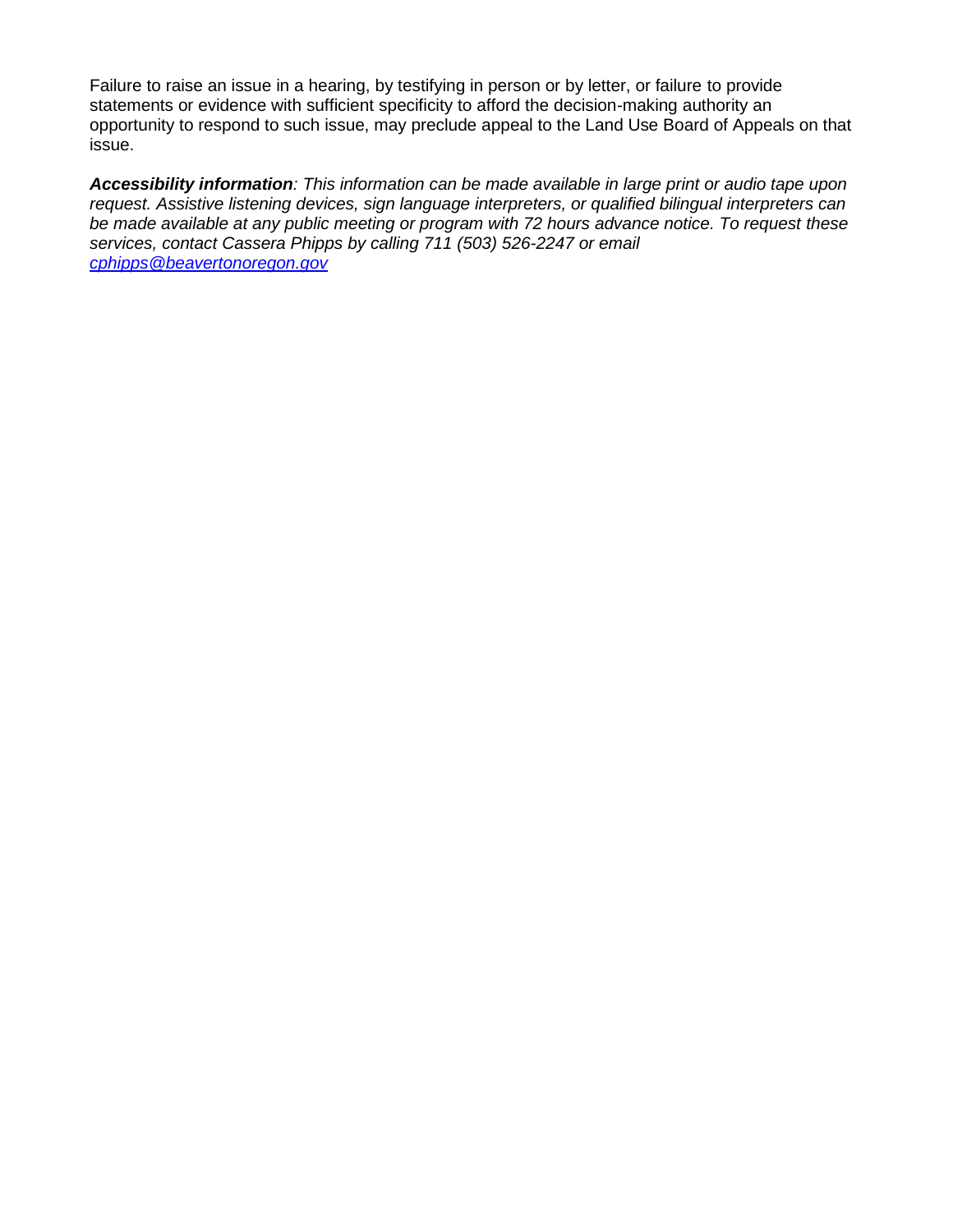Failure to raise an issue in a hearing, by testifying in person or by letter, or failure to provide statements or evidence with sufficient specificity to afford the decision-making authority an opportunity to respond to such issue, may preclude appeal to the Land Use Board of Appeals on that issue.

***Accessibility information****: This information can be made available in large print or audio tape upon request. Assistive listening devices, sign language interpreters, or qualified bilingual interpreters can be made available at any public meeting or program with 72 hours advance notice. To request these services, contact Cassera Phipps by calling 711 (503) 526-2247 or email [cphipps@beavertonoregon.gov](mailto:cphipps@beavertonoregon.gov)*